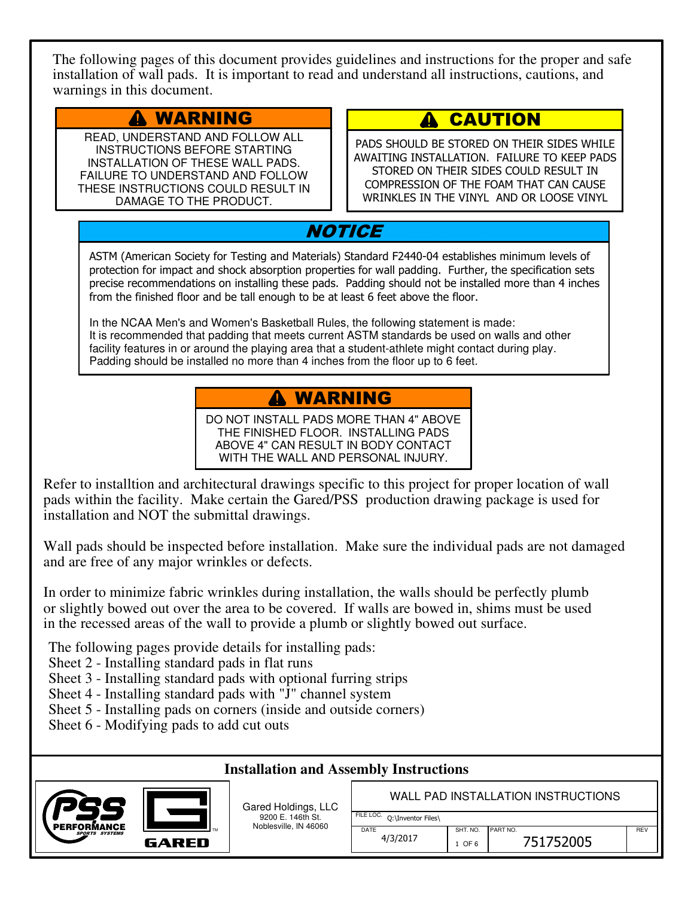The following pages of this document provides guidelines and instructions for the proper and safe installation of wall pads. It is important to read and understand all instructions, cautions, and warnings in this document.

## ⚠ WARNING

READ, UNDERSTAND AND FOLLOW ALL INSTRUCTIONS BEFORE STARTING INSTALLATION OF THESE WALL PADS. FAILURE TO UNDERSTAND AND FOLLOW THESE INSTRUCTIONS COULD RESULT IN DAMAGE TO THE PRODUCT.

## ⚠ CAUTION

PADS SHOULD BE STORED ON THEIR SIDES WHILE AWAITING INSTALLATION. FAILURE TO KEEP PADS STORED ON THEIR SIDES COULD RESULT IN COMPRESSION OF THE FOAM THAT CAN CAUSE WRINKLES IN THE VINYL AND OR LOOSE VINYL

## *NOTICE*

ASTM (American Society for Testing and Materials) Standard F2440-04 establishes minimum levels of protection for impact and shock absorption properties for wall padding. Further, the specification sets precise recommendations on installing these pads. Padding should not be installed more than 4 inches from the finished floor and be tall enough to be at least 6 feet above the floor.

In the NCAA Men's and Women's Basketball Rules, the following statement is made:
It is recommended that padding that meets current ASTM standards be used on walls and other facility features in or around the playing area that a student-athlete might contact during play. Padding should be installed no more than 4 inches from the floor up to 6 feet.

## ⚠ WARNING

DO NOT INSTALL PADS MORE THAN 4" ABOVE THE FINISHED FLOOR. INSTALLING PADS ABOVE 4" CAN RESULT IN BODY CONTACT WITH THE WALL AND PERSONAL INJURY.

Refer to installtion and architectural drawings specific to this project for proper location of wall pads within the facility. Make certain the Gared/PSS production drawing package is used for installation and NOT the submittal drawings.

Wall pads should be inspected before installation. Make sure the individual pads are not damaged and are free of any major wrinkles or defects.

In order to minimize fabric wrinkles during installation, the walls should be perfectly plumb or slightly bowed out over the area to be covered. If walls are bowed in, shims must be used in the recessed areas of the wall to provide a plumb or slightly bowed out surface.

The following pages provide details for installing pads:
Sheet 2 - Installing standard pads in flat runs
Sheet 3 - Installing standard pads with optional furring strips
Sheet 4 - Installing standard pads with "J" channel system
Sheet 5 - Installing pads on corners (inside and outside corners)
Sheet 6 - Modifying pads to add cut outs

**Installation and Assembly Instructions**

PSS PERFORMANCE SPORTS SYSTEMS | GARED

Gared Holdings, LLC
9200 E. 146th St.
Noblesville, IN 46060

| WALL PAD INSTALLATION INSTRUCTIONS | | | |
|---|---|---|---|
| FILE LOC. Q:\Inventor Files\ | | | |
| DATE 4/3/2017 | SHT. NO. 1 OF 6 | PART NO. 751752005 | REV |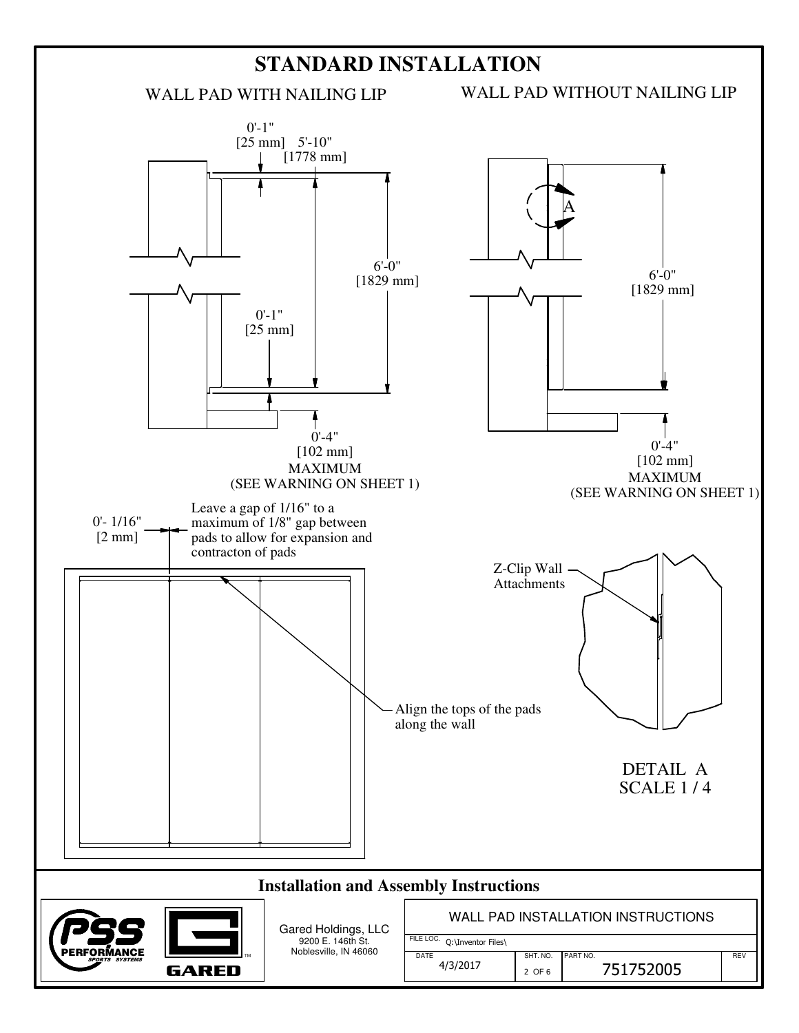# STANDARD INSTALLATION

## WALL PAD WITH NAILING LIP

0'-1"
[25 mm]

5'-10"
[1778 mm]

6'-0"
[1829 mm]

0'-1"
[25 mm]

0'-4"
[102 mm]
MAXIMUM
(SEE WARNING ON SHEET 1)

## WALL PAD WITHOUT NAILING LIP

A

6'-0"
[1829 mm]

0'-4"
[102 mm]
MAXIMUM
(SEE WARNING ON SHEET 1)

0'- 1/16"
[2 mm]

Leave a gap of 1/16" to a maximum of 1/8" gap between pads to allow for expansion and contracton of pads

Align the tops of the pads along the wall

Z-Clip Wall Attachments

DETAIL A
SCALE 1 / 4

## Installation and Assembly Instructions

PSS PERFORMANCE SPORTS SYSTEMS

GARED

Gared Holdings, LLC
9200 E. 146th St.
Noblesville, IN 46060

| WALL PAD INSTALLATION INSTRUCTIONS | | | |
|---|---|---|---|
| FILE LOC. Q:\Inventor Files\ | | | |
| DATE 4/3/2017 | SHT. NO. 2 OF 6 | PART NO. 751752005 | REV |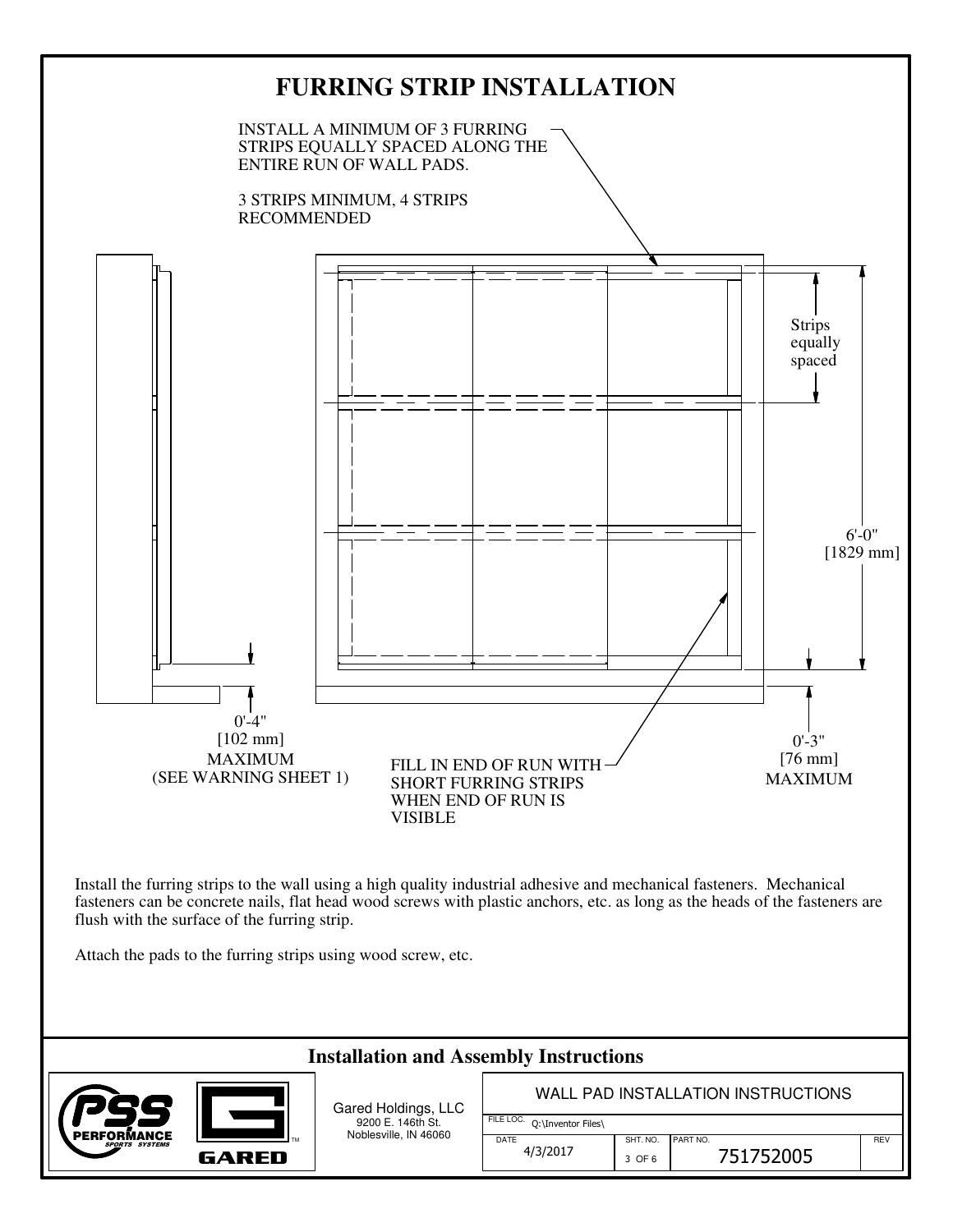# FURRING STRIP INSTALLATION

INSTALL A MINIMUM OF 3 FURRING STRIPS EQUALLY SPACED ALONG THE ENTIRE RUN OF WALL PADS.

3 STRIPS MINIMUM, 4 STRIPS RECOMMENDED

Strips equally spaced

6'-0" [1829 mm]

0'-4" [102 mm] MAXIMUM (SEE WARNING SHEET 1)

FILL IN END OF RUN WITH SHORT FURRING STRIPS WHEN END OF RUN IS VISIBLE

0'-3" [76 mm] MAXIMUM

Install the furring strips to the wall using a high quality industrial adhesive and mechanical fasteners. Mechanical fasteners can be concrete nails, flat head wood screws with plastic anchors, etc. as long as the heads of the fasteners are flush with the surface of the furring strip.

Attach the pads to the furring strips using wood screw, etc.

## Installation and Assembly Instructions

Gared Holdings, LLC
9200 E. 146th St.
Noblesville, IN 46060

| WALL PAD INSTALLATION INSTRUCTIONS | | | |
|---|---|---|---|
| FILE LOC. Q:\Inventor Files\ | | | |
| DATE 4/3/2017 | SHT. NO. 3 OF 6 | PART NO. 751752005 | REV |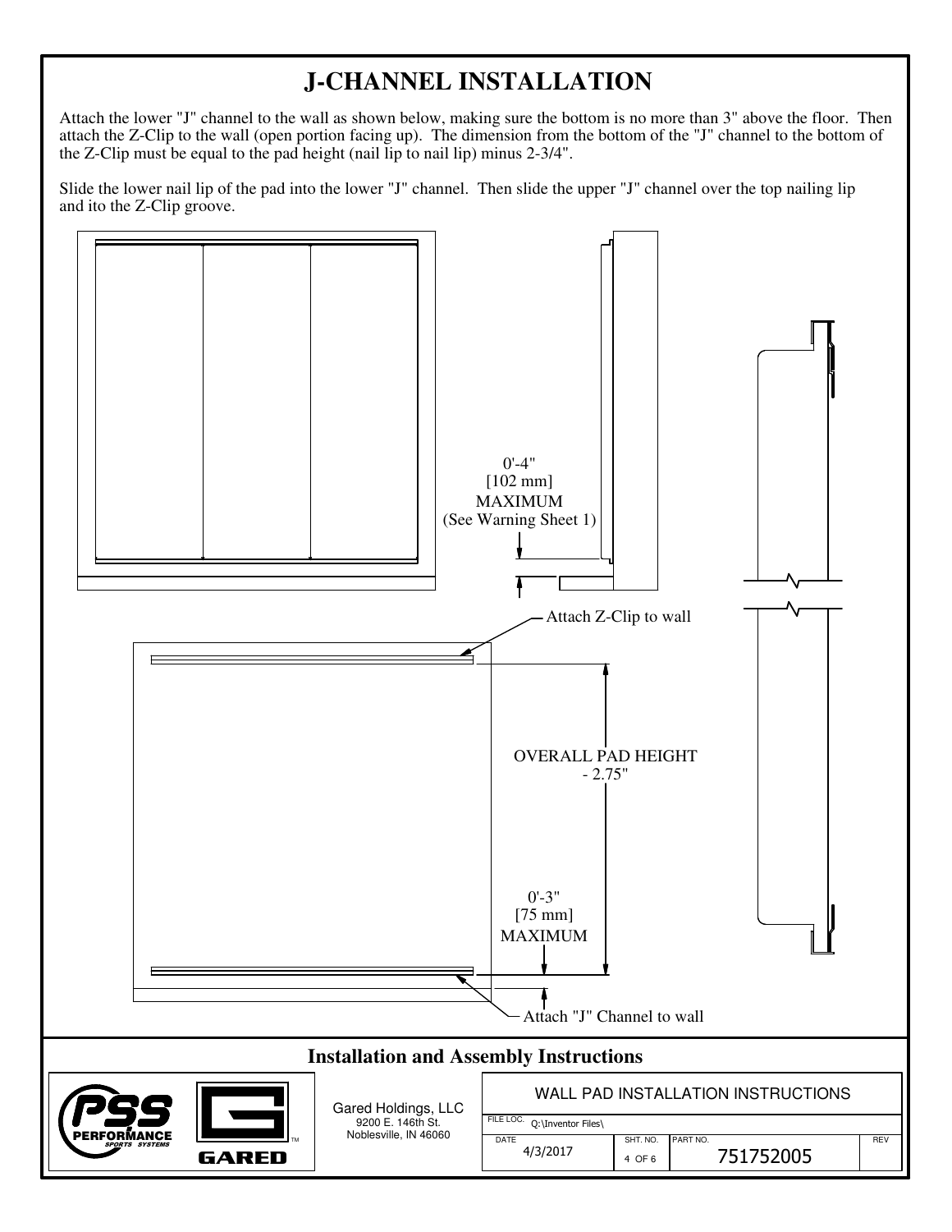# J-CHANNEL INSTALLATION

Attach the lower "J" channel to the wall as shown below, making sure the bottom is no more than 3" above the floor. Then attach the Z-Clip to the wall (open portion facing up). The dimension from the bottom of the "J" channel to the bottom of the Z-Clip must be equal to the pad height (nail lip to nail lip) minus 2-3/4".

Slide the lower nail lip of the pad into the lower "J" channel. Then slide the upper "J" channel over the top nailing lip and ito the Z-Clip groove.

0'-4"
[102 mm]
MAXIMUM
(See Warning Sheet 1)

Attach Z-Clip to wall

OVERALL PAD HEIGHT
- 2.75"

0'-3"
[75 mm]
MAXIMUM

Attach "J" Channel to wall

## Installation and Assembly Instructions

Gared Holdings, LLC
9200 E. 146th St.
Noblesville, IN 46060

| WALL PAD INSTALLATION INSTRUCTIONS | | | |
|---|---|---|---|
| FILE LOC. Q:\Inventor Files\ | | | |
| DATE 4/3/2017 | SHT. NO. 4 OF 6 | PART NO. 751752005 | REV |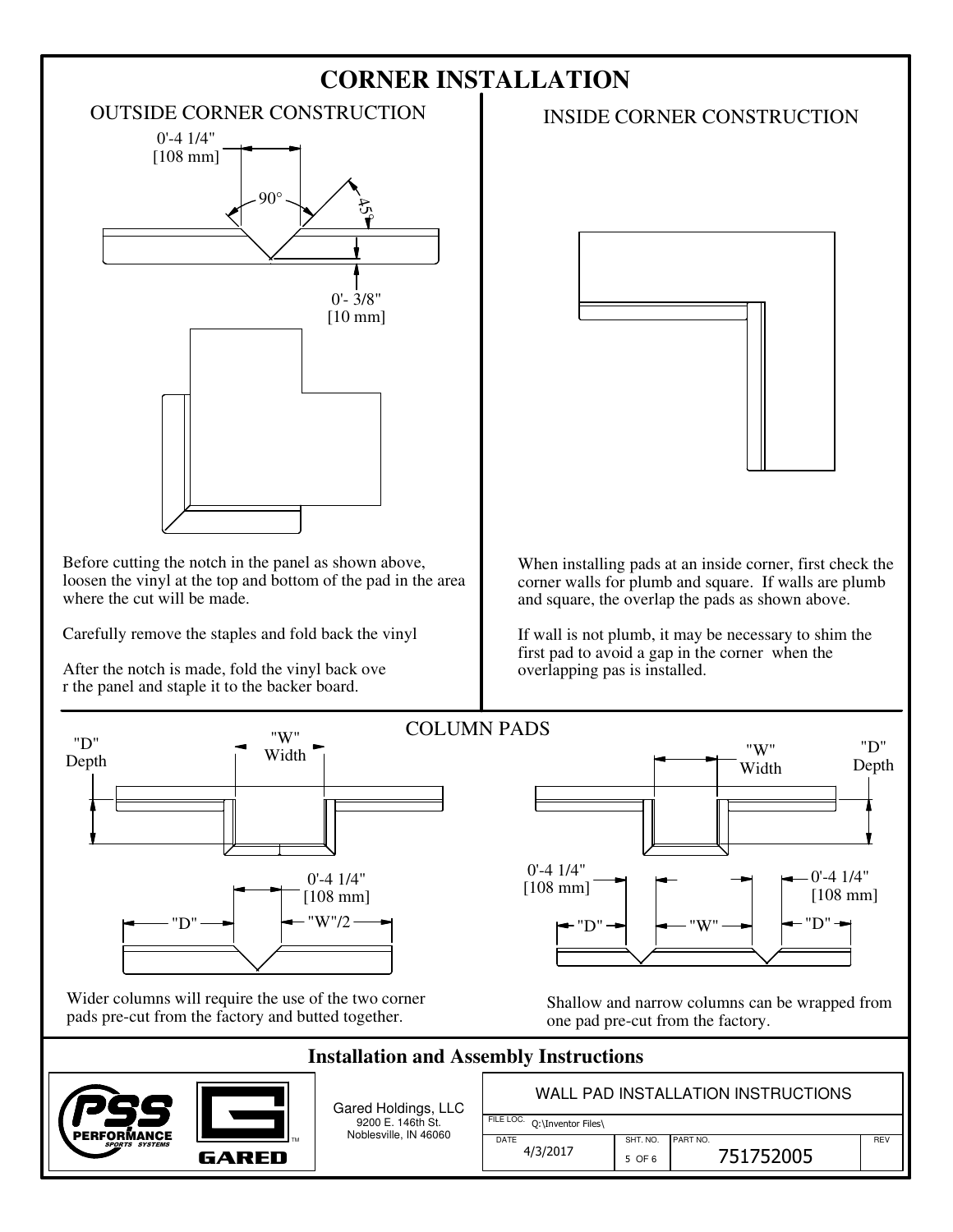# CORNER INSTALLATION

## OUTSIDE CORNER CONSTRUCTION

0'-4 1/4"
[108 mm]

90°

45°

0'- 3/8"
[10 mm]

Before cutting the notch in the panel as shown above, loosen the vinyl at the top and bottom of the pad in the area where the cut will be made.

Carefully remove the staples and fold back the vinyl

After the notch is made, fold the vinyl back ove r the panel and staple it to the backer board.

## INSIDE CORNER CONSTRUCTION

When installing pads at an inside corner, first check the corner walls for plumb and square. If walls are plumb and square, the overlap the pads as shown above.

If wall is not plumb, it may be necessary to shim the first pad to avoid a gap in the corner when the overlapping pas is installed.

## COLUMN PADS

"D"
Depth

"W"
Width

0'-4 1/4"
[108 mm]

"D"

"W"/2

Wider columns will require the use of the two corner pads pre-cut from the factory and butted together.

"W"
Width

"D"
Depth

0'-4 1/4"
[108 mm]

0'-4 1/4"
[108 mm]

"D"

"W"

"D"

Shallow and narrow columns can be wrapped from one pad pre-cut from the factory.

## Installation and Assembly Instructions

PSS PERFORMANCE SPORTS SYSTEMS

GARED

Gared Holdings, LLC
9200 E. 146th St.
Noblesville, IN 46060

WALL PAD INSTALLATION INSTRUCTIONS

| FILE LOC. | Q:\Inventor Files\ | | |
|---|---|---|---|
| DATE | SHT. NO. | PART NO. | REV |
| 4/3/2017 | 5 OF 6 | 751752005 | |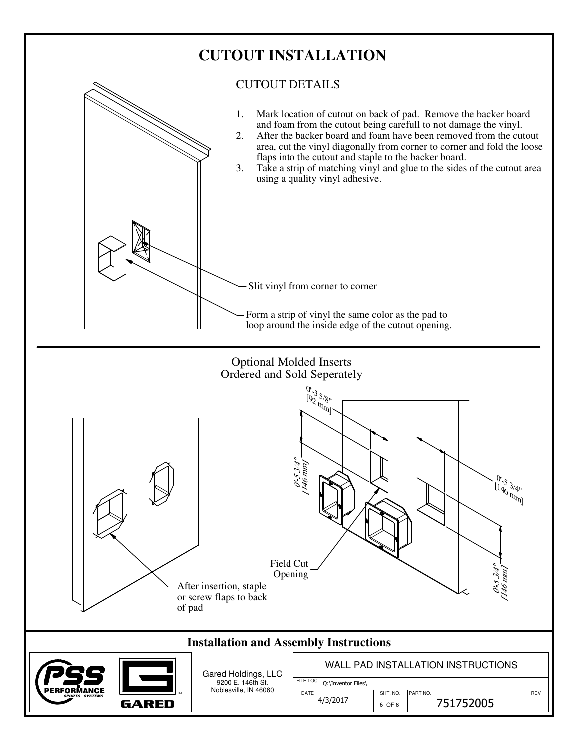# CUTOUT INSTALLATION

## CUTOUT DETAILS

1. Mark location of cutout on back of pad. Remove the backer board and foam from the cutout being carefull to not damage the vinyl.
2. After the backer board and foam have been removed from the cutout area, cut the vinyl diagonally from corner to corner and fold the loose flaps into the cutout and staple to the backer board.
3. Take a strip of matching vinyl and glue to the sides of the cutout area using a quality vinyl adhesive.

Slit vinyl from corner to corner

Form a strip of vinyl the same color as the pad to loop around the inside edge of the cutout opening.

Optional Molded Inserts
Ordered and Sold Seperately

0'-3 5/8"
[92 mm]

0'-5 3/4"
[146 mm]

0'-5 3/4"
[146 mm]

0'-5 3/4"
[146 mm]

Field Cut Opening

After insertion, staple or screw flaps to back of pad

**Installation and Assembly Instructions**

PSS PERFORMANCE SPORTS SYSTEMS

GARED

Gared Holdings, LLC
9200 E. 146th St.
Noblesville, IN 46060

| WALL PAD INSTALLATION INSTRUCTIONS | | | |
| --- | --- | --- | --- |
| FILE LOC. Q:\Inventor Files\ | | | |
| DATE 4/3/2017 | SHT. NO. 6 OF 6 | PART NO. 751752005 | REV |